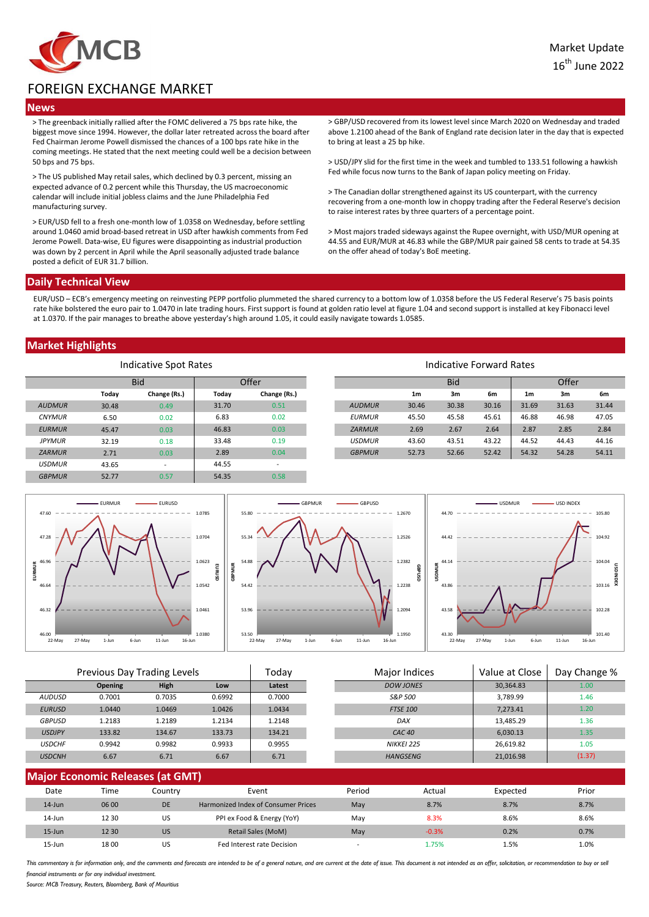Market Update
16th June 2022

# FOREIGN EXCHANGE MARKET

## News

> The greenback initially rallied after the FOMC delivered a 75 bps rate hike, the biggest move since 1994. However, the dollar later retreated across the board after Fed Chairman Jerome Powell dismissed the chances of a 100 bps rate hike in the coming meetings. He stated that the next meeting could well be a decision between 50 bps and 75 bps.

> The US published May retail sales, which declined by 0.3 percent, missing an expected advance of 0.2 percent while this Thursday, the US macroeconomic calendar will include initial jobless claims and the June Philadelphia Fed manufacturing survey.

> EUR/USD fell to a fresh one-month low of 1.0358 on Wednesday, before settling around 1.0460 amid broad-based retreat in USD after hawkish comments from Fed Jerome Powell. Data-wise, EU figures were disappointing as industrial production was down by 2 percent in April while the April seasonally adjusted trade balance posted a deficit of EUR 31.7 billion.

> GBP/USD recovered from its lowest level since March 2020 on Wednesday and traded above 1.2100 ahead of the Bank of England rate decision later in the day that is expected to bring at least a 25 bp hike.

> USD/JPY slid for the first time in the week and tumbled to 133.51 following a hawkish Fed while focus now turns to the Bank of Japan policy meeting on Friday.

> The Canadian dollar strengthened against its US counterpart, with the currency recovering from a one-month low in choppy trading after the Federal Reserve's decision to raise interest rates by three quarters of a percentage point.

> Most majors traded sideways against the Rupee overnight, with USD/MUR opening at 44.55 and EUR/MUR at 46.83 while the GBP/MUR pair gained 58 cents to trade at 54.35 on the offer ahead of today's BoE meeting.

## Daily Technical View

EUR/USD – ECB's emergency meeting on reinvesting PEPP portfolio plummeted the shared currency to a bottom low of 1.0358 before the US Federal Reserve's 75 basis points rate hike bolstered the euro pair to 1.0470 in late trading hours. First support is found at golden ratio level at figure 1.04 and second support is installed at key Fibonacci level at 1.0370. If the pair manages to breathe above yesterday's high around 1.05, it could easily navigate towards 1.0585.

## Market Highlights

### Indicative Spot Rates

| | Bid | | Offer | |
|---|---|---|---|---|
| | Today | Change (Rs.) | Today | Change (Rs.) |
| AUDMUR | 30.48 | 0.49 | 31.70 | 0.51 |
| CNYMUR | 6.50 | 0.02 | 6.83 | 0.02 |
| EURMUR | 45.47 | 0.03 | 46.83 | 0.03 |
| JPYMUR | 32.19 | 0.18 | 33.48 | 0.19 |
| ZARMUR | 2.71 | 0.03 | 2.89 | 0.04 |
| USDMUR | 43.65 | - | 44.55 | - |
| GBPMUR | 52.77 | 0.57 | 54.35 | 0.58 |

### Indicative Forward Rates

| | Bid | | | Offer | | |
|---|---|---|---|---|---|---|
| | 1m | 3m | 6m | 1m | 3m | 6m |
| AUDMUR | 30.46 | 30.38 | 30.16 | 31.69 | 31.63 | 31.44 |
| EURMUR | 45.50 | 45.58 | 45.61 | 46.88 | 46.98 | 47.05 |
| ZARMUR | 2.69 | 2.67 | 2.64 | 2.87 | 2.85 | 2.84 |
| USDMUR | 43.60 | 43.51 | 43.22 | 44.52 | 44.43 | 44.16 |
| GBPMUR | 52.73 | 52.66 | 52.42 | 54.32 | 54.28 | 54.11 |

### Previous Day Trading Levels

| | Opening | High | Low | Today Latest |
|---|---|---|---|---|
| AUDUSD | 0.7001 | 0.7035 | 0.6992 | 0.7000 |
| EURUSD | 1.0440 | 1.0469 | 1.0426 | 1.0434 |
| GBPUSD | 1.2183 | 1.2189 | 1.2134 | 1.2148 |
| USDJPY | 133.82 | 134.67 | 133.73 | 134.21 |
| USDCHF | 0.9942 | 0.9982 | 0.9933 | 0.9955 |
| USDCNH | 6.67 | 6.71 | 6.67 | 6.71 |

### Major Indices

| Major Indices | Value at Close | Day Change % |
|---|---|---|
| DOW JONES | 30,364.83 | 1.00 |
| S&P 500 | 3,789.99 | 1.46 |
| FTSE 100 | 7,273.41 | 1.20 |
| DAX | 13,485.29 | 1.36 |
| CAC 40 | 6,030.13 | 1.35 |
| NIKKEI 225 | 26,619.82 | 1.05 |
| HANGSENG | 21,016.98 | (1.37) |

## Major Economic Releases (at GMT)

| Date | Time | Country | Event | Period | Actual | Expected | Prior |
|---|---|---|---|---|---|---|---|
| 14-Jun | 06 00 | DE | Harmonized Index of Consumer Prices | May | 8.7% | 8.7% | 8.7% |
| 14-Jun | 12 30 | US | PPI ex Food & Energy (YoY) | May | 8.3% | 8.6% | 8.6% |
| 15-Jun | 12 30 | US | Retail Sales (MoM) | May | -0.3% | 0.2% | 0.7% |
| 15-Jun | 18 00 | US | Fed Interest rate Decision | - | 1.75% | 1.5% | 1.0% |

*This commentary is for information only, and the comments and forecasts are intended to be of a general nature, and are current at the date of issue. This document is not intended as an offer, solicitation, or recommendation to buy or sell financial instruments or for any individual investment.*

*Source: MCB Treasury, Reuters, Bloomberg, Bank of Mauritius*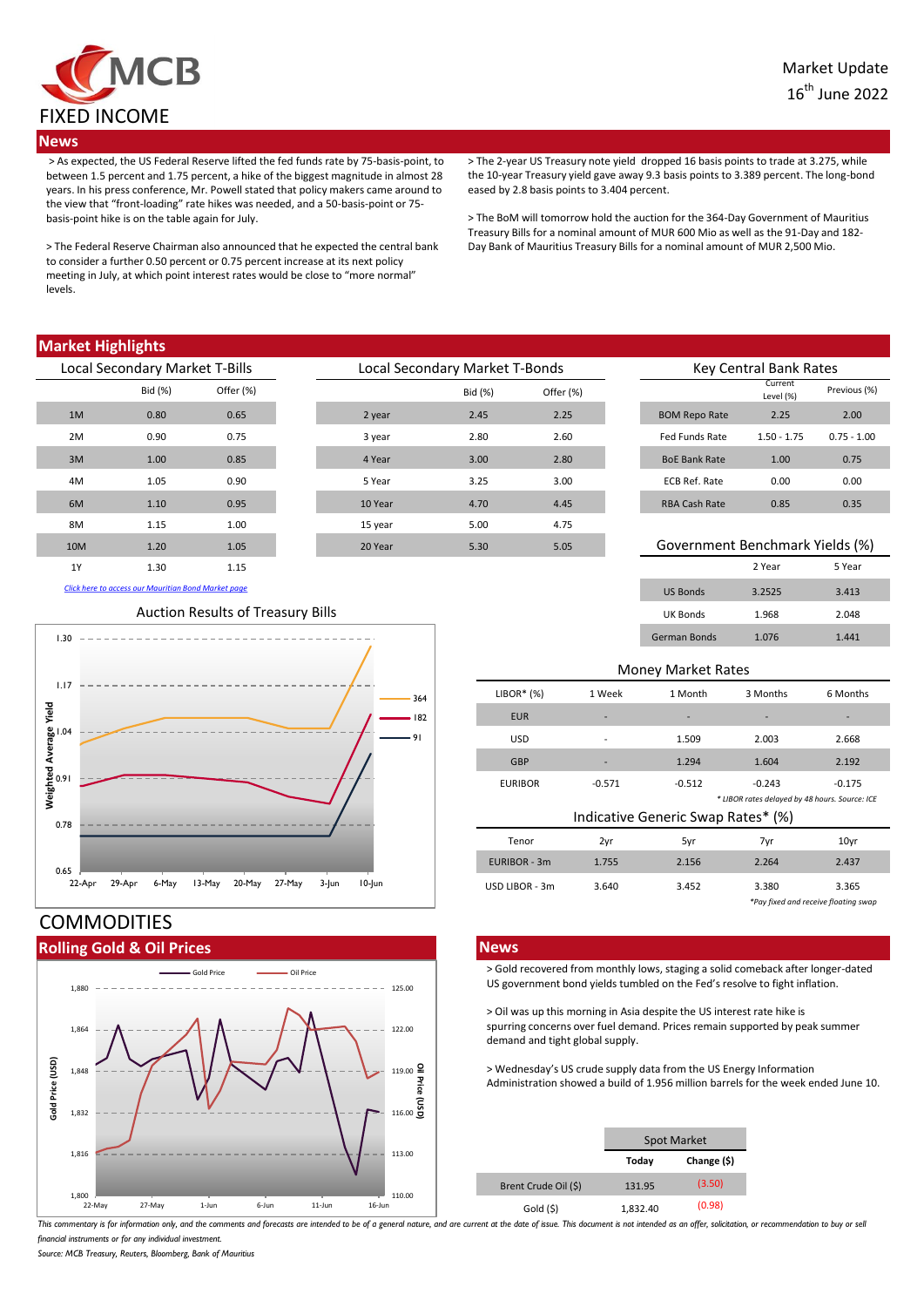# FIXED INCOME

Market Update
16th June 2022

## News

> As expected, the US Federal Reserve lifted the fed funds rate by 75-basis-point, to between 1.5 percent and 1.75 percent, a hike of the biggest magnitude in almost 28 years. In his press conference, Mr. Powell stated that policy makers came around to the view that "front-loading" rate hikes was needed, and a 50-basis-point or 75-basis-point hike is on the table again for July.

> The Federal Reserve Chairman also announced that he expected the central bank to consider a further 0.50 percent or 0.75 percent increase at its next policy meeting in July, at which point interest rates would be close to "more normal" levels.

> The 2-year US Treasury note yield dropped 16 basis points to trade at 3.275, while the 10-year Treasury yield gave away 9.3 basis points to 3.389 percent. The long-bond eased by 2.8 basis points to 3.404 percent.

> The BoM will tomorrow hold the auction for the 364-Day Government of Mauritius Treasury Bills for a nominal amount of MUR 600 Mio as well as the 91-Day and 182-Day Bank of Mauritius Treasury Bills for a nominal amount of MUR 2,500 Mio.

## Market Highlights

### Local Secondary Market T-Bills

| | Bid (%) | Offer (%) |
|---|---|---|
| 1M | 0.80 | 0.65 |
| 2M | 0.90 | 0.75 |
| 3M | 1.00 | 0.85 |
| 4M | 1.05 | 0.90 |
| 6M | 1.10 | 0.95 |
| 8M | 1.15 | 1.00 |
| 10M | 1.20 | 1.05 |
| 1Y | 1.30 | 1.15 |

*Click here to access our Mauritian Bond Market page*

### Local Secondary Market T-Bonds

| | Bid (%) | Offer (%) |
|---|---|---|
| 2 year | 2.45 | 2.25 |
| 3 year | 2.80 | 2.60 |
| 4 Year | 3.00 | 2.80 |
| 5 Year | 3.25 | 3.00 |
| 10 Year | 4.70 | 4.45 |
| 15 year | 5.00 | 4.75 |
| 20 Year | 5.30 | 5.05 |

### Key Central Bank Rates

| | Current Level (%) | Previous (%) |
|---|---|---|
| BOM Repo Rate | 2.25 | 2.00 |
| Fed Funds Rate | 1.50 - 1.75 | 0.75 - 1.00 |
| BoE Bank Rate | 1.00 | 0.75 |
| ECB Ref. Rate | 0.00 | 0.00 |
| RBA Cash Rate | 0.85 | 0.35 |

### Government Benchmark Yields (%)

| | 2 Year | 5 Year |
|---|---|---|
| US Bonds | 3.2525 | 3.413 |
| UK Bonds | 1.968 | 2.048 |
| German Bonds | 1.076 | 1.441 |

### Auction Results of Treasury Bills

Weighted Average Yield
1.30
1.17
1.04
0.91
0.78
0.65
22-Apr 29-Apr 6-May 13-May 20-May 27-May 3-Jun 10-Jun
364
182
91

### Money Market Rates

| LIBOR* (%) | 1 Week | 1 Month | 3 Months | 6 Months |
|---|---|---|---|---|
| EUR | - | - | - | - |
| USD | - | 1.509 | 2.003 | 2.668 |
| GBP | - | 1.294 | 1.604 | 2.192 |
| EURIBOR | -0.571 | -0.512 | -0.243 | -0.175 |

*\* LIBOR rates delayed by 48 hours. Source: ICE*

### Indicative Generic Swap Rates* (%)

| Tenor | 2yr | 5yr | 7yr | 10yr |
|---|---|---|---|---|
| EURIBOR - 3m | 1.755 | 2.156 | 2.264 | 2.437 |
| USD LIBOR - 3m | 3.640 | 3.452 | 3.380 | 3.365 |

*\*Pay fixed and receive floating swap*

# COMMODITIES

## Rolling Gold & Oil Prices

Gold Price
Oil Price
Gold Price (USD)
1,880
1,864
1,848
1,832
1,816
1,800
Oil Price (USD)
125.00
122.00
119.00
116.00
113.00
110.00
22-May 27-May 1-Jun 6-Jun 11-Jun 16-Jun

## News

> Gold recovered from monthly lows, staging a solid comeback after longer-dated US government bond yields tumbled on the Fed's resolve to fight inflation.

> Oil was up this morning in Asia despite the US interest rate hike is spurring concerns over fuel demand. Prices remain supported by peak summer demand and tight global supply.

> Wednesday's US crude supply data from the US Energy Information Administration showed a build of 1.956 million barrels for the week ended June 10.

| | Spot Market | |
|---|---|---|
| | Today | Change ($) |
| Brent Crude Oil ($) | 131.95 | (3.50) |
| Gold ($) | 1,832.40 | (0.98) |

*This commentary is for information only, and the comments and forecasts are intended to be of a general nature, and are current at the date of issue. This document is not intended as an offer, solicitation, or recommendation to buy or sell financial instruments or for any individual investment.*

*Source: MCB Treasury, Reuters, Bloomberg, Bank of Mauritius*